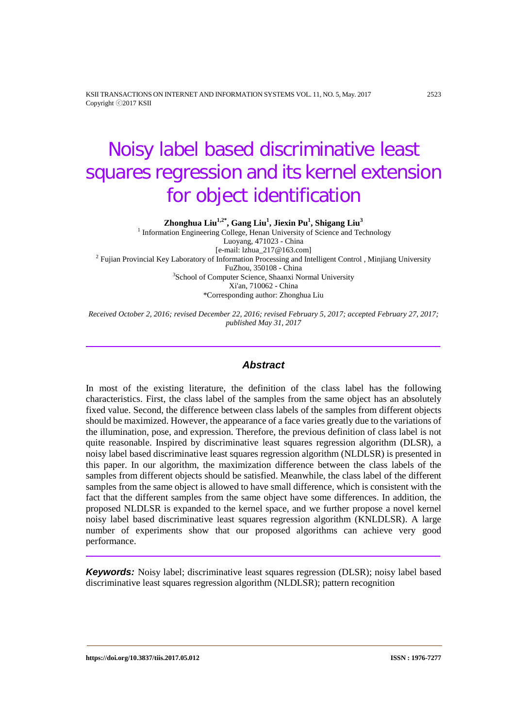# Noisy label based discriminative least squares regression and its kernel extension for object identification

**Zhonghua Liu[1,2*], Gang Liu[1], Jiexin Pu[1], Shigang Liu[3]**

[1] Information Engineering College, Henan University of Science and Technology
Luoyang, 471023 - China
[e-mail: lzhua_217@163.com]

[2] Fujian Provincial Key Laboratory of Information Processing and Intelligent Control , Minjiang University
FuZhou, 350108 - China

[3]School of Computer Science, Shaanxi Normal University
Xi'an, 710062 - China

*Corresponding author: Zhonghua Liu

*Received October 2, 2016; revised December 22, 2016; revised February 5, 2017; accepted February 27, 2017; published May 31, 2017*

---

## *Abstract*

In most of the existing literature, the definition of the class label has the following characteristics. First, the class label of the samples from the same object has an absolutely fixed value. Second, the difference between class labels of the samples from different objects should be maximized. However, the appearance of a face varies greatly due to the variations of the illumination, pose, and expression. Therefore, the previous definition of class label is not quite reasonable. Inspired by discriminative least squares regression algorithm (DLSR), a noisy label based discriminative least squares regression algorithm (NLDLSR) is presented in this paper. In our algorithm, the maximization difference between the class labels of the samples from different objects should be satisfied. Meanwhile, the class label of the different samples from the same object is allowed to have small difference, which is consistent with the fact that the different samples from the same object have some differences. In addition, the proposed NLDLSR is expanded to the kernel space, and we further propose a novel kernel noisy label based discriminative least squares regression algorithm (KNLDLSR). A large number of experiments show that our proposed algorithms can achieve very good performance.

---

***Keywords:*** Noisy label; discriminative least squares regression (DLSR); noisy label based discriminative least squares regression algorithm (NLDLSR); pattern recognition

**https://doi.org/10.3837/tiis.2017.05.012** **ISSN : 1976-7277**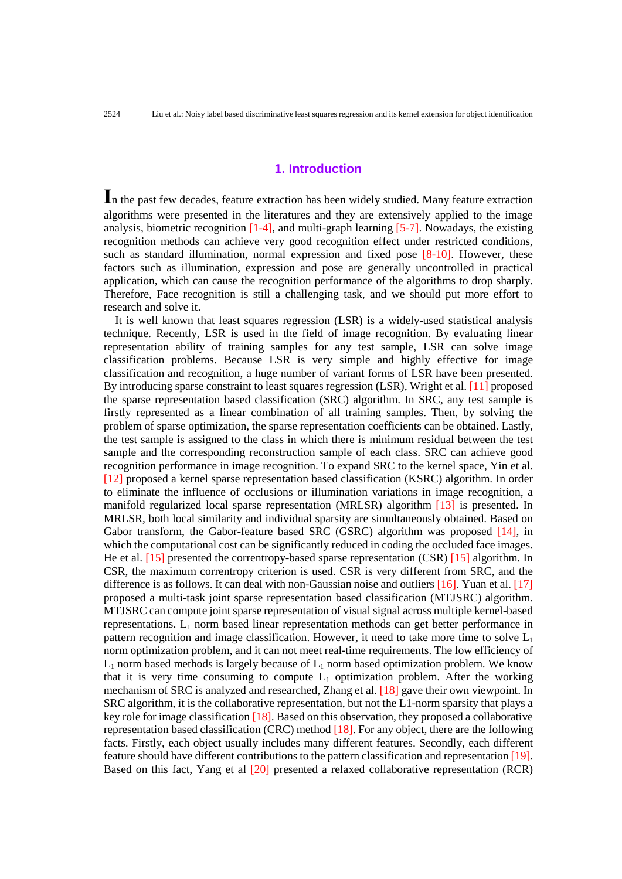## 1. Introduction

In the past few decades, feature extraction has been widely studied. Many feature extraction algorithms were presented in the literatures and they are extensively applied to the image analysis, biometric recognition [1-4], and multi-graph learning [5-7]. Nowadays, the existing recognition methods can achieve very good recognition effect under restricted conditions, such as standard illumination, normal expression and fixed pose [8-10]. However, these factors such as illumination, expression and pose are generally uncontrolled in practical application, which can cause the recognition performance of the algorithms to drop sharply. Therefore, Face recognition is still a challenging task, and we should put more effort to research and solve it.

It is well known that least squares regression (LSR) is a widely-used statistical analysis technique. Recently, LSR is used in the field of image recognition. By evaluating linear representation ability of training samples for any test sample, LSR can solve image classification problems. Because LSR is very simple and highly effective for image classification and recognition, a huge number of variant forms of LSR have been presented. By introducing sparse constraint to least squares regression (LSR), Wright et al. [11] proposed the sparse representation based classification (SRC) algorithm. In SRC, any test sample is firstly represented as a linear combination of all training samples. Then, by solving the problem of sparse optimization, the sparse representation coefficients can be obtained. Lastly, the test sample is assigned to the class in which there is minimum residual between the test sample and the corresponding reconstruction sample of each class. SRC can achieve good recognition performance in image recognition. To expand SRC to the kernel space, Yin et al. [12] proposed a kernel sparse representation based classification (KSRC) algorithm. In order to eliminate the influence of occlusions or illumination variations in image recognition, a manifold regularized local sparse representation (MRLSR) algorithm [13] is presented. In MRLSR, both local similarity and individual sparsity are simultaneously obtained. Based on Gabor transform, the Gabor-feature based SRC (GSRC) algorithm was proposed [14], in which the computational cost can be significantly reduced in coding the occluded face images. He et al. [15] presented the correntropy-based sparse representation (CSR) [15] algorithm. In CSR, the maximum correntropy criterion is used. CSR is very different from SRC, and the difference is as follows. It can deal with non-Gaussian noise and outliers [16]. Yuan et al. [17] proposed a multi-task joint sparse representation based classification (MTJSRC) algorithm. MTJSRC can compute joint sparse representation of visual signal across multiple kernel-based representations. $L_1$ norm based linear representation methods can get better performance in pattern recognition and image classification. However, it need to take more time to solve $L_1$ norm optimization problem, and it can not meet real-time requirements. The low efficiency of $L_1$ norm based methods is largely because of $L_1$ norm based optimization problem. We know that it is very time consuming to compute $L_1$ optimization problem. After the working mechanism of SRC is analyzed and researched, Zhang et al. [18] gave their own viewpoint. In SRC algorithm, it is the collaborative representation, but not the L1-norm sparsity that plays a key role for image classification [18]. Based on this observation, they proposed a collaborative representation based classification (CRC) method [18]. For any object, there are the following facts. Firstly, each object usually includes many different features. Secondly, each different feature should have different contributions to the pattern classification and representation [19]. Based on this fact, Yang et al [20] presented a relaxed collaborative representation (RCR)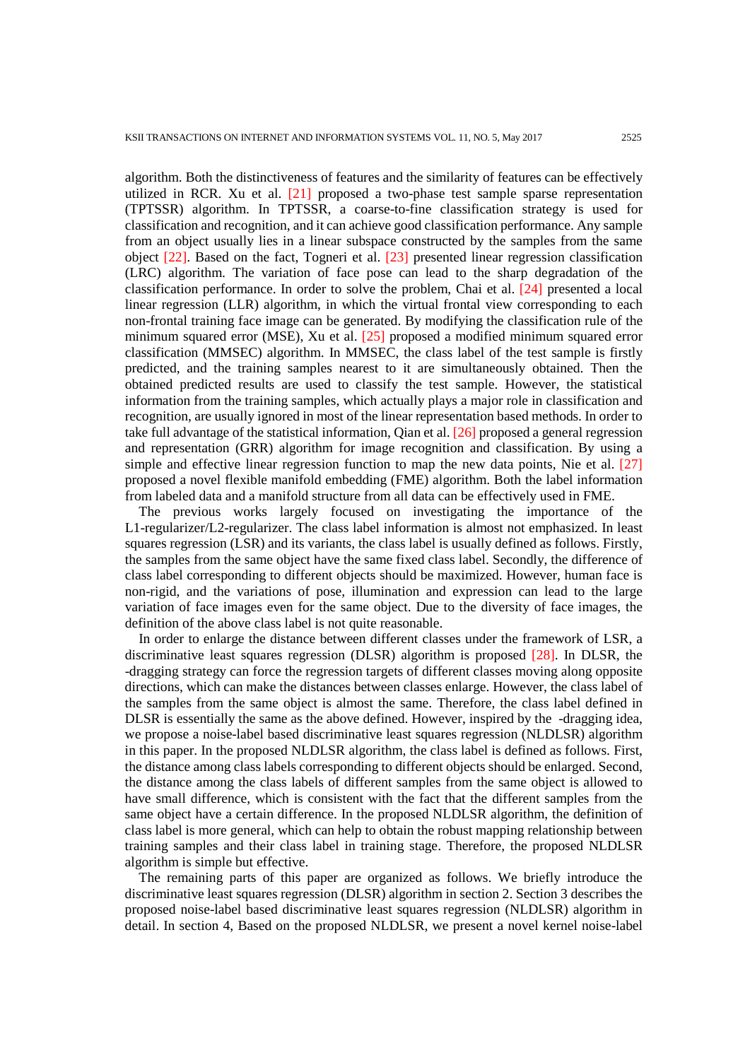algorithm. Both the distinctiveness of features and the similarity of features can be effectively utilized in RCR. Xu et al. [21] proposed a two-phase test sample sparse representation (TPTSSR) algorithm. In TPTSSR, a coarse-to-fine classification strategy is used for classification and recognition, and it can achieve good classification performance. Any sample from an object usually lies in a linear subspace constructed by the samples from the same object [22]. Based on the fact, Togneri et al. [23] presented linear regression classification (LRC) algorithm. The variation of face pose can lead to the sharp degradation of the classification performance. In order to solve the problem, Chai et al. [24] presented a local linear regression (LLR) algorithm, in which the virtual frontal view corresponding to each non-frontal training face image can be generated. By modifying the classification rule of the minimum squared error (MSE), Xu et al. [25] proposed a modified minimum squared error classification (MMSEC) algorithm. In MMSEC, the class label of the test sample is firstly predicted, and the training samples nearest to it are simultaneously obtained. Then the obtained predicted results are used to classify the test sample. However, the statistical information from the training samples, which actually plays a major role in classification and recognition, are usually ignored in most of the linear representation based methods. In order to take full advantage of the statistical information, Qian et al. [26] proposed a general regression and representation (GRR) algorithm for image recognition and classification. By using a simple and effective linear regression function to map the new data points, Nie et al. [27] proposed a novel flexible manifold embedding (FME) algorithm. Both the label information from labeled data and a manifold structure from all data can be effectively used in FME.

The previous works largely focused on investigating the importance of the L1-regularizer/L2-regularizer. The class label information is almost not emphasized. In least squares regression (LSR) and its variants, the class label is usually defined as follows. Firstly, the samples from the same object have the same fixed class label. Secondly, the difference of class label corresponding to different objects should be maximized. However, human face is non-rigid, and the variations of pose, illumination and expression can lead to the large variation of face images even for the same object. Due to the diversity of face images, the definition of the above class label is not quite reasonable.

In order to enlarge the distance between different classes under the framework of LSR, a discriminative least squares regression (DLSR) algorithm is proposed [28]. In DLSR, the -dragging strategy can force the regression targets of different classes moving along opposite directions, which can make the distances between classes enlarge. However, the class label of the samples from the same object is almost the same. Therefore, the class label defined in DLSR is essentially the same as the above defined. However, inspired by the -dragging idea, we propose a noise-label based discriminative least squares regression (NLDLSR) algorithm in this paper. In the proposed NLDLSR algorithm, the class label is defined as follows. First, the distance among class labels corresponding to different objects should be enlarged. Second, the distance among the class labels of different samples from the same object is allowed to have small difference, which is consistent with the fact that the different samples from the same object have a certain difference. In the proposed NLDLSR algorithm, the definition of class label is more general, which can help to obtain the robust mapping relationship between training samples and their class label in training stage. Therefore, the proposed NLDLSR algorithm is simple but effective.

The remaining parts of this paper are organized as follows. We briefly introduce the discriminative least squares regression (DLSR) algorithm in section 2. Section 3 describes the proposed noise-label based discriminative least squares regression (NLDLSR) algorithm in detail. In section 4, Based on the proposed NLDLSR, we present a novel kernel noise-label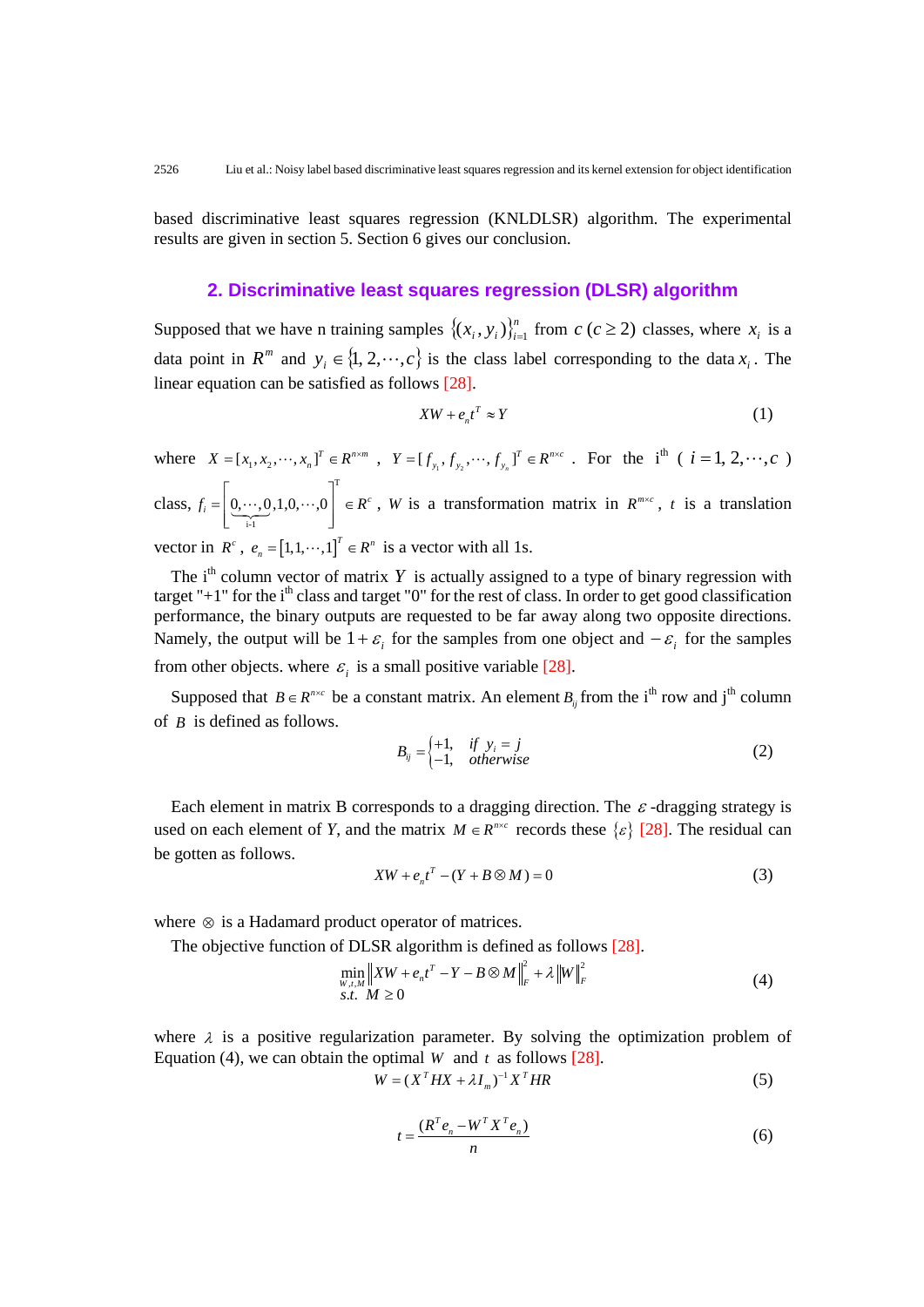based discriminative least squares regression (KNLDLSR) algorithm. The experimental results are given in section 5. Section 6 gives our conclusion.

## 2. Discriminative least squares regression (DLSR) algorithm

Supposed that we have n training samples $\{(x_i, y_i)\}_{i=1}^{n}$ from $c\ (c \geq 2)$ classes, where $x_i$ is a data point in $R^m$ and $y_i \in \{1, 2, \cdots, c\}$ is the class label corresponding to the data $x_i$. The linear equation can be satisfied as follows [28].

$$XW + e_n t^T \approx Y \tag{1}$$

where $X = [x_1, x_2, \cdots, x_n]^T \in R^{n \times m}$, $Y = [f_{y_1}, f_{y_2}, \cdots, f_{y_n}]^T \in R^{n \times c}$. For the i[th] ( $i = 1, 2, \cdots, c$ ) class, $f_i = \left[\underbrace{0, \cdots, 0}_{i-1}, 1, 0, \cdots, 0\right]^T \in R^c$, $W$ is a transformation matrix in $R^{m \times c}$, $t$ is a translation vector in $R^c$, $e_n = [1, 1, \cdots, 1]^T \in R^n$ is a vector with all 1s.

The i[th] column vector of matrix $Y$ is actually assigned to a type of binary regression with target "+1" for the i[th] class and target "0" for the rest of class. In order to get good classification performance, the binary outputs are requested to be far away along two opposite directions. Namely, the output will be $1 + \varepsilon_i$ for the samples from one object and $-\varepsilon_i$ for the samples from other objects. where $\varepsilon_i$ is a small positive variable [28].

Supposed that $B \in R^{n \times c}$ be a constant matrix. An element $B_{ij}$ from the i[th] row and j[th] column of $B$ is defined as follows.

$$B_{ij} = \begin{cases} +1, & if\ \ y_i = j \\ -1, & otherwise \end{cases} \tag{2}$$

Each element in matrix B corresponds to a dragging direction. The $\varepsilon$-dragging strategy is used on each element of $Y$, and the matrix $M \in R^{n \times c}$ records these $\{\varepsilon\}$ [28]. The residual can be gotten as follows.

$$XW + e_n t^T - (Y + B \otimes M) = 0 \tag{3}$$

where $\otimes$ is a Hadamard product operator of matrices.

The objective function of DLSR algorithm is defined as follows [28].

$$\min_{W,t,M} \left\| XW + e_n t^T - Y - B \otimes M \right\|_F^2 + \lambda \left\| W \right\|_F^2 \quad s.t.\ \ M \geq 0 \tag{4}$$

where $\lambda$ is a positive regularization parameter. By solving the optimization problem of Equation (4), we can obtain the optimal $W$ and $t$ as follows [28].

$$W = (X^T H X + \lambda I_m)^{-1} X^T H R \tag{5}$$

$$t = \frac{(R^T e_n - W^T X^T e_n)}{n} \tag{6}$$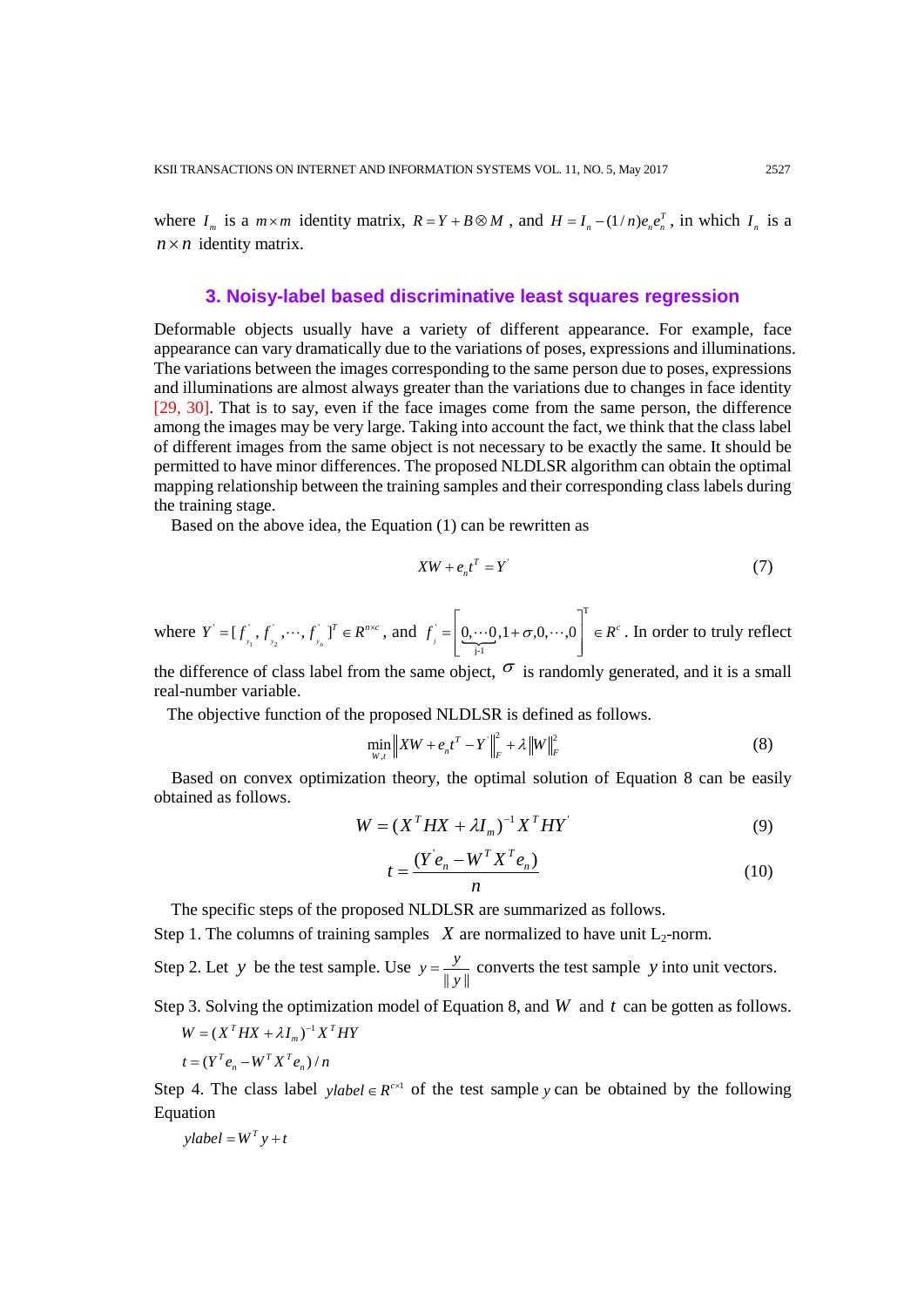where $I_m$ is a $m \times m$ identity matrix, $R = Y + B \otimes M$ , and $H = I_n - (1/n)e_n e_n^T$ , in which $I_n$ is a $n \times n$ identity matrix.

## 3. Noisy-label based discriminative least squares regression

Deformable objects usually have a variety of different appearance. For example, face appearance can vary dramatically due to the variations of poses, expressions and illuminations. The variations between the images corresponding to the same person due to poses, expressions and illuminations are almost always greater than the variations due to changes in face identity [29, 30]. That is to say, even if the face images come from the same person, the difference among the images may be very large. Taking into account the fact, we think that the class label of different images from the same object is not necessary to be exactly the same. It should be permitted to have minor differences. The proposed NLDLSR algorithm can obtain the optimal mapping relationship between the training samples and their corresponding class labels during the training stage.

Based on the above idea, the Equation (1) can be rewritten as

$$XW + e_n t^T = Y' \tag{7}$$

where $Y' = [f'_{y_1}, f'_{y_2}, \cdots, f'_{y_n}]^T \in R^{n \times c}$ , and $f'_j = \left[\underbrace{0, \cdots 0}_{\text{j-1}}, 1+\sigma, 0, \cdots, 0\right]^T \in R^c$ . In order to truly reflect the difference of class label from the same object, $\sigma$ is randomly generated, and it is a small real-number variable.

The objective function of the proposed NLDLSR is defined as follows.

$$\min_{W,t} \left\| XW + e_n t^T - Y' \right\|_F^2 + \lambda \left\| W \right\|_F^2 \tag{8}$$

Based on convex optimization theory, the optimal solution of Equation 8 can be easily obtained as follows.

$$W = (X^T HX + \lambda I_m)^{-1} X^T HY' \tag{9}$$

$$t = \frac{(Y' e_n - W^T X^T e_n)}{n} \tag{10}$$

The specific steps of the proposed NLDLSR are summarized as follows.

Step 1. The columns of training samples $X$ are normalized to have unit $L_2$-norm.

Step 2. Let $y$ be the test sample. Use $y = \frac{y}{\| y \|}$ converts the test sample $y$ into unit vectors.

Step 3. Solving the optimization model of Equation 8, and $W$ and $t$ can be gotten as follows.

$W = (X^T HX + \lambda I_m)^{-1} X^T HY$

$t = (Y^T e_n - W^T X^T e_n)/n$

Step 4. The class label $ylabel \in R^{c \times 1}$ of the test sample $y$ can be obtained by the following Equation

$ylabel = W^T y + t$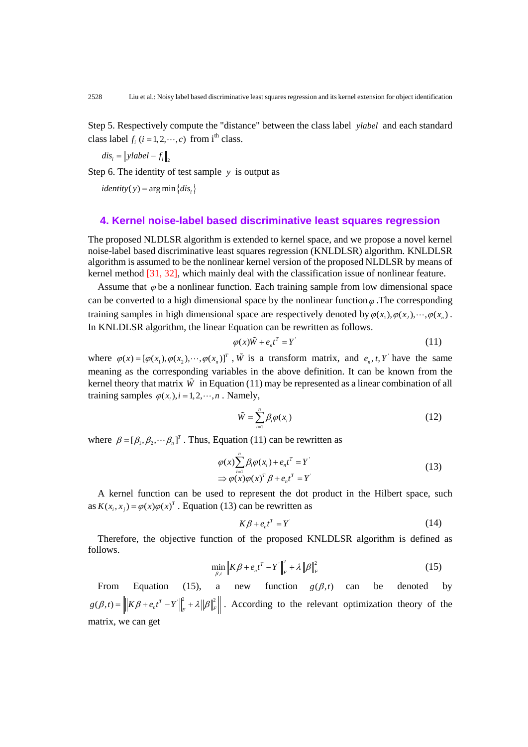Step 5. Respectively compute the "distance" between the class label *ylabel* and each standard class label $f_i$ $(i = 1, 2, \cdots, c)$ from i[th] class.

$dis_i = \| ylabel - f_i \|_2$

Step 6. The identity of test sample $y$ is output as

$identity(y) = \arg\min \{dis_i\}$

## 4. Kernel noise-label based discriminative least squares regression

The proposed NLDLSR algorithm is extended to kernel space, and we propose a novel kernel noise-label based discriminative least squares regression (KNLDLSR) algorithm. KNLDLSR algorithm is assumed to be the nonlinear kernel version of the proposed NLDLSR by means of kernel method [31, 32], which mainly deal with the classification issue of nonlinear feature.

Assume that $\varphi$ be a nonlinear function. Each training sample from low dimensional space can be converted to a high dimensional space by the nonlinear function $\varphi$. The corresponding training samples in high dimensional space are respectively denoted by $\varphi(x_1), \varphi(x_2), \cdots, \varphi(x_n)$. In KNLDLSR algorithm, the linear Equation can be rewritten as follows.

$$\varphi(x)\tilde{W} + e_n t^T = Y^{'} \tag{11}$$

where $\varphi(x) = [\varphi(x_1), \varphi(x_2), \cdots, \varphi(x_n)]^T$, $\tilde{W}$ is a transform matrix, and $e_n, t, Y^{'}$ have the same meaning as the corresponding variables in the above definition. It can be known from the kernel theory that matrix $\tilde{W}$ in Equation (11) may be represented as a linear combination of all training samples $\varphi(x_i), i = 1, 2, \cdots, n$. Namely,

$$\tilde{W} = \sum_{i=1}^{n} \beta_i \varphi(x_i) \tag{12}$$

where $\beta = [\beta_1, \beta_2, \cdots \beta_n]^T$. Thus, Equation (11) can be rewritten as

$$\begin{aligned} &\varphi(x)\sum_{i=1}^{n} \beta_i \varphi(x_i) + e_n t^T = Y^{'} \\ &\Rightarrow \varphi(x)\varphi(x)^T \beta + e_n t^T = Y^{'} \end{aligned} \tag{13}$$

A kernel function can be used to represent the dot product in the Hilbert space, such as $K(x_i, x_j) = \varphi(x)\varphi(x)^T$. Equation (13) can be rewritten as

$$K\beta + e_n t^T = Y^{'} \tag{14}$$

Therefore, the objective function of the proposed KNLDLSR algorithm is defined as follows.

$$\min_{\beta, t} \left\| K\beta + e_n t^T - Y^{'} \right\|_F^2 + \lambda \|\beta\|_F^2 \tag{15}$$

From Equation (15), a new function $g(\beta, t)$ can be denoted by $g(\beta, t) = \left\| \left\| K\beta + e_n t^T - Y^{'} \right\|_F^2 + \lambda \|\beta\|_F^2 \right\|$. According to the relevant optimization theory of the matrix, we can get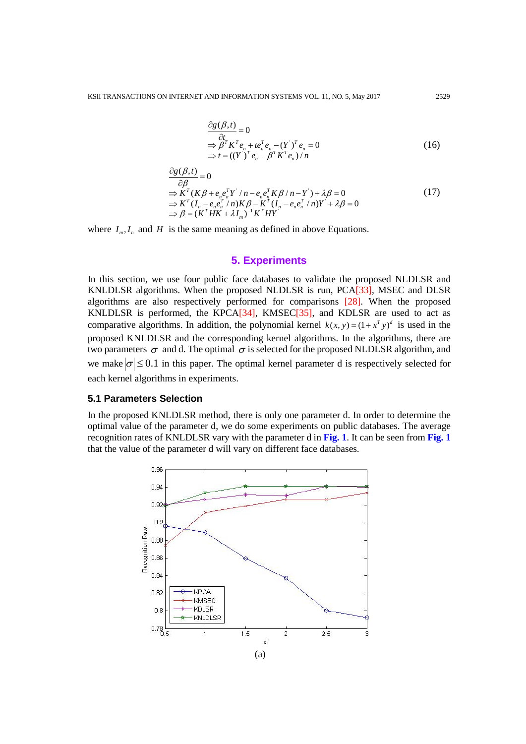$$
\begin{aligned}
&\frac{\partial g(\beta,t)}{\partial t}=0 \\
&\Rightarrow \beta^T K^T e_n + t e_n^T e_n - (Y^{'})^T e_n = 0 \\
&\Rightarrow t = ((Y^{'})^T e_n - \beta^T K^T e_n)/n
\end{aligned} \tag{16}
$$

$$
\begin{aligned}
&\frac{\partial g(\beta,t)}{\partial \beta}=0 \\
&\Rightarrow K^T(K\beta + e_n e_n^T Y^{'}/n - e_n e_n^T K\beta/n - Y^{'}) + \lambda\beta = 0 \\
&\Rightarrow K^T(I_n - e_n e_n^T/n)K\beta - K^T(I_n - e_n e_n^T/n)Y^{'} + \lambda\beta = 0 \\
&\Rightarrow \beta = (K^T H K + \lambda I_m)^{-1} K^T H Y^{'}
\end{aligned} \tag{17}
$$

where $I_m, I_n$ and $H$ is the same meaning as defined in above Equations.

## 5. Experiments

In this section, we use four public face databases to validate the proposed NLDLSR and KNLDLSR algorithms. When the proposed NLDLSR is run, PCA[33], MSEC and DLSR algorithms are also respectively performed for comparisons [28]. When the proposed KNLDLSR is performed, the KPCA[34], KMSEC[35], and KDLSR are used to act as comparative algorithms. In addition, the polynomial kernel $k(x,y)=(1+x^T y)^d$ is used in the proposed KNLDLSR and the corresponding kernel algorithms. In the algorithms, there are two parameters $\sigma$ and d. The optimal $\sigma$ is selected for the proposed NLDLSR algorithm, and we make $|\sigma| \le 0.1$ in this paper. The optimal kernel parameter d is respectively selected for each kernel algorithms in experiments.

### 5.1 Parameters Selection

In the proposed KNLDLSR method, there is only one parameter d. In order to determine the optimal value of the parameter d, we do some experiments on public databases. The average recognition rates of KNLDLSR vary with the parameter d in **Fig. 1**. It can be seen from **Fig. 1** that the value of the parameter d will vary on different face databases.

(a)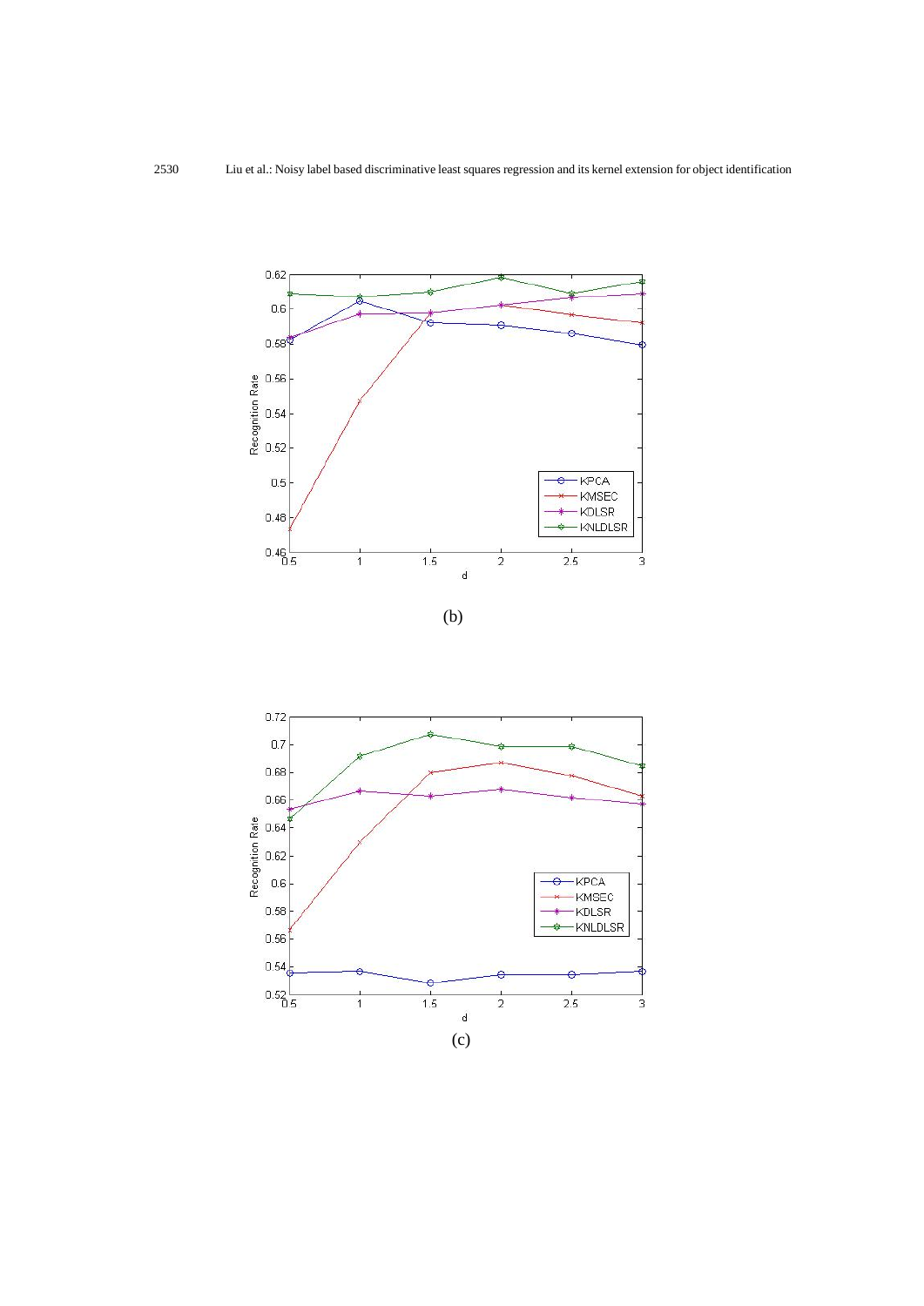(b)

(c)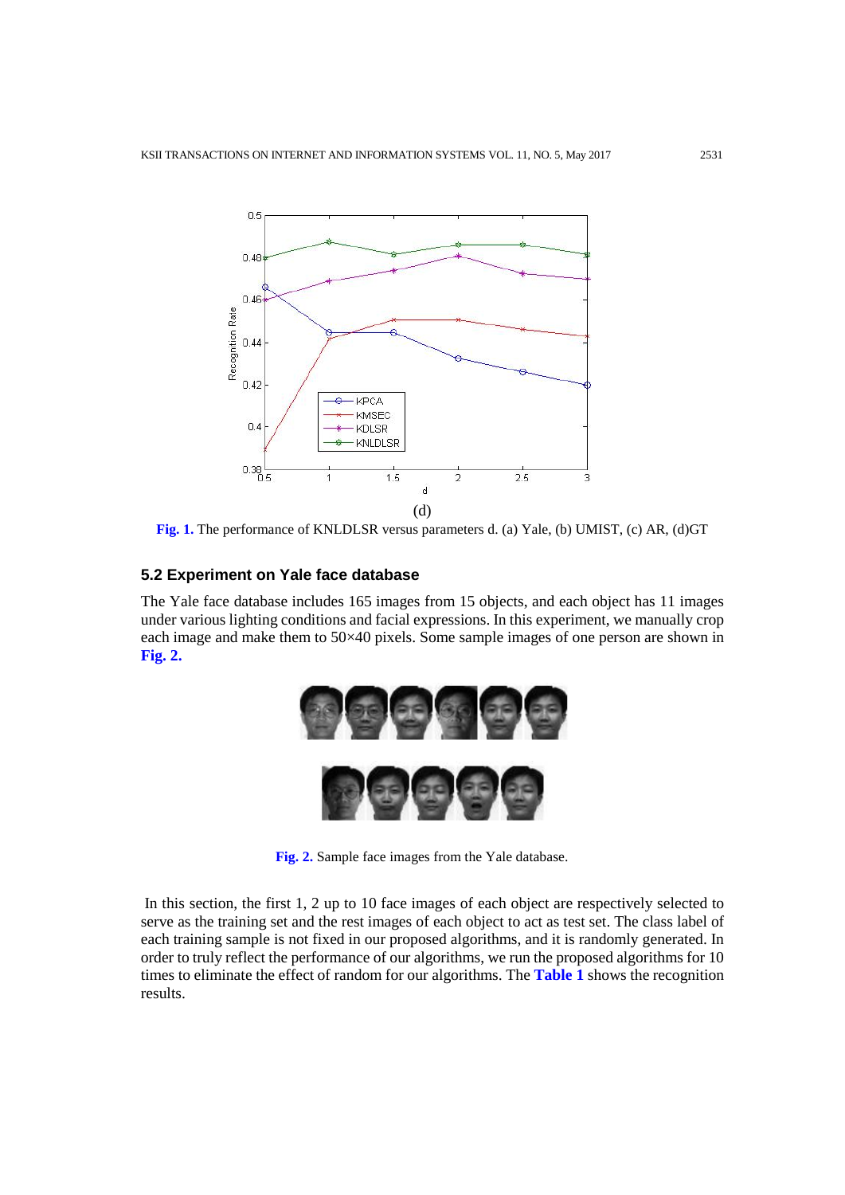(d)

**Fig. 1.** The performance of KNLDLSR versus parameters d. (a) Yale, (b) UMIST, (c) AR, (d)GT

### 5.2 Experiment on Yale face database

The Yale face database includes 165 images from 15 objects, and each object has 11 images under various lighting conditions and facial expressions. In this experiment, we manually crop each image and make them to 50×40 pixels. Some sample images of one person are shown in **Fig. 2.**

**Fig. 2.** Sample face images from the Yale database.

In this section, the first 1, 2 up to 10 face images of each object are respectively selected to serve as the training set and the rest images of each object to act as test set. The class label of each training sample is not fixed in our proposed algorithms, and it is randomly generated. In order to truly reflect the performance of our algorithms, we run the proposed algorithms for 10 times to eliminate the effect of random for our algorithms. The **Table 1** shows the recognition results.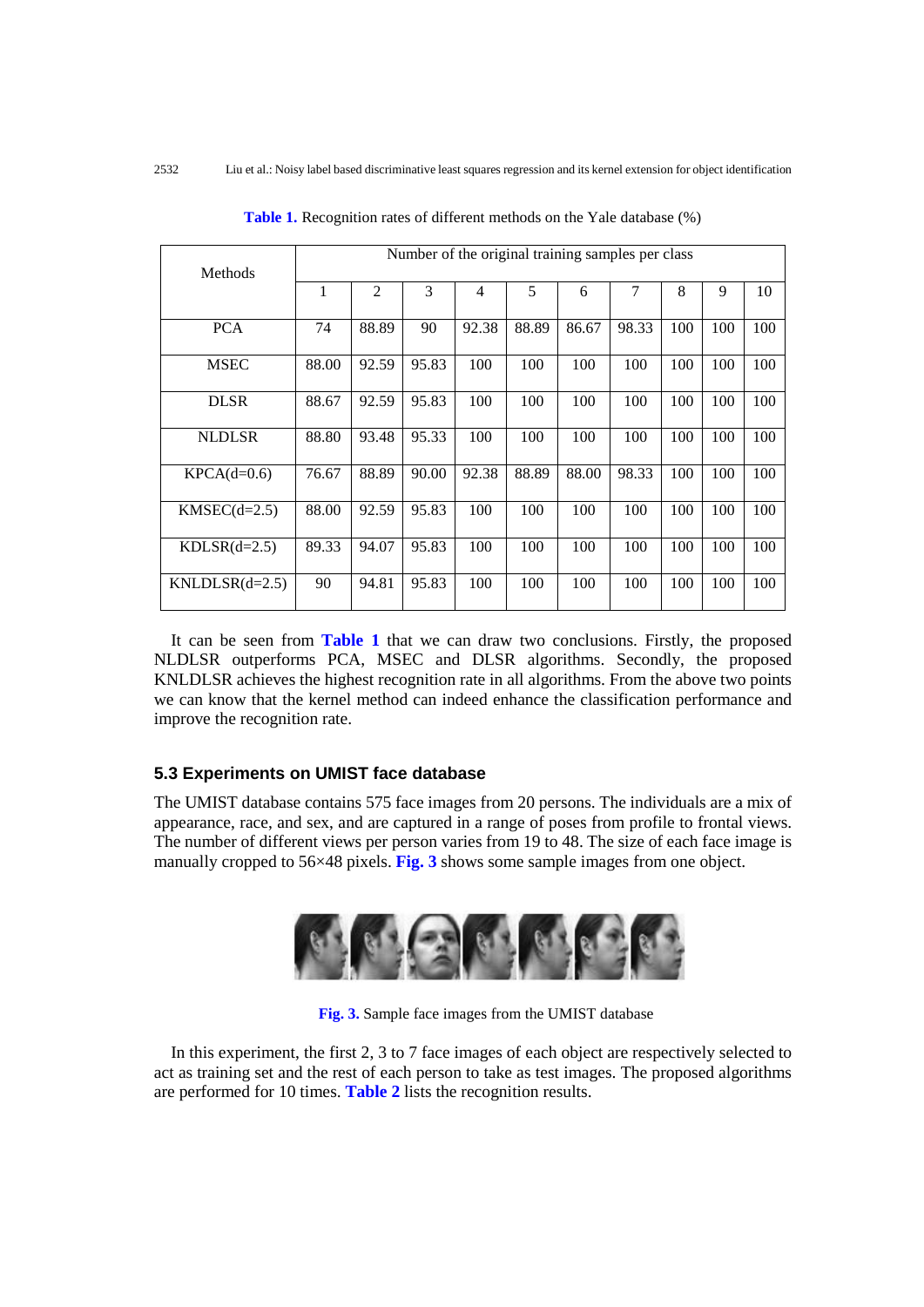**Table 1.** Recognition rates of different methods on the Yale database (%)

| Methods | Number of the original training samples per class | | | | | | | | | |
|---|---|---|---|---|---|---|---|---|---|---|
| | 1 | 2 | 3 | 4 | 5 | 6 | 7 | 8 | 9 | 10 |
| PCA | 74 | 88.89 | 90 | 92.38 | 88.89 | 86.67 | 98.33 | 100 | 100 | 100 |
| MSEC | 88.00 | 92.59 | 95.83 | 100 | 100 | 100 | 100 | 100 | 100 | 100 |
| DLSR | 88.67 | 92.59 | 95.83 | 100 | 100 | 100 | 100 | 100 | 100 | 100 |
| NLDLSR | 88.80 | 93.48 | 95.33 | 100 | 100 | 100 | 100 | 100 | 100 | 100 |
| KPCA(d=0.6) | 76.67 | 88.89 | 90.00 | 92.38 | 88.89 | 88.00 | 98.33 | 100 | 100 | 100 |
| KMSEC(d=2.5) | 88.00 | 92.59 | 95.83 | 100 | 100 | 100 | 100 | 100 | 100 | 100 |
| KDLSR(d=2.5) | 89.33 | 94.07 | 95.83 | 100 | 100 | 100 | 100 | 100 | 100 | 100 |
| KNLDLSR(d=2.5) | 90 | 94.81 | 95.83 | 100 | 100 | 100 | 100 | 100 | 100 | 100 |

It can be seen from **Table 1** that we can draw two conclusions. Firstly, the proposed NLDLSR outperforms PCA, MSEC and DLSR algorithms. Secondly, the proposed KNLDLSR achieves the highest recognition rate in all algorithms. From the above two points we can know that the kernel method can indeed enhance the classification performance and improve the recognition rate.

### 5.3 Experiments on UMIST face database

The UMIST database contains 575 face images from 20 persons. The individuals are a mix of appearance, race, and sex, and are captured in a range of poses from profile to frontal views. The number of different views per person varies from 19 to 48. The size of each face image is manually cropped to 56×48 pixels. **Fig. 3** shows some sample images from one object.

**Fig. 3.** Sample face images from the UMIST database

In this experiment, the first 2, 3 to 7 face images of each object are respectively selected to act as training set and the rest of each person to take as test images. The proposed algorithms are performed for 10 times. **Table 2** lists the recognition results.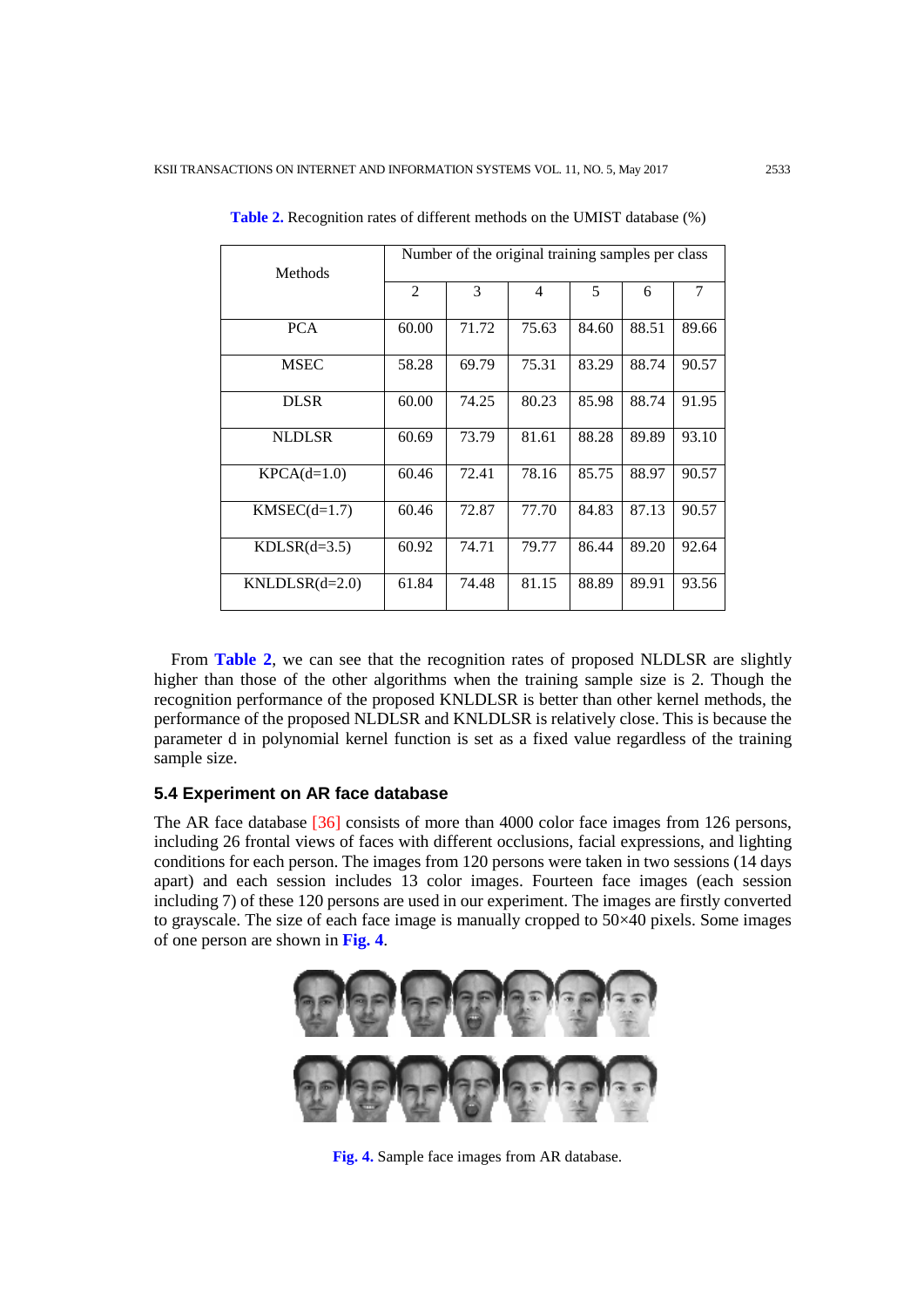**Table 2.** Recognition rates of different methods on the UMIST database (%)

| Methods | Number of the original training samples per class | | | | | |
|---|---|---|---|---|---|---|
| | 2 | 3 | 4 | 5 | 6 | 7 |
| PCA | 60.00 | 71.72 | 75.63 | 84.60 | 88.51 | 89.66 |
| MSEC | 58.28 | 69.79 | 75.31 | 83.29 | 88.74 | 90.57 |
| DLSR | 60.00 | 74.25 | 80.23 | 85.98 | 88.74 | 91.95 |
| NLDLSR | 60.69 | 73.79 | 81.61 | 88.28 | 89.89 | 93.10 |
| KPCA(d=1.0) | 60.46 | 72.41 | 78.16 | 85.75 | 88.97 | 90.57 |
| KMSEC(d=1.7) | 60.46 | 72.87 | 77.70 | 84.83 | 87.13 | 90.57 |
| KDLSR(d=3.5) | 60.92 | 74.71 | 79.77 | 86.44 | 89.20 | 92.64 |
| KNLDLSR(d=2.0) | 61.84 | 74.48 | 81.15 | 88.89 | 89.91 | 93.56 |

From **Table 2**, we can see that the recognition rates of proposed NLDLSR are slightly higher than those of the other algorithms when the training sample size is 2. Though the recognition performance of the proposed KNLDLSR is better than other kernel methods, the performance of the proposed NLDLSR and KNLDLSR is relatively close. This is because the parameter d in polynomial kernel function is set as a fixed value regardless of the training sample size.

### 5.4 Experiment on AR face database

The AR face database [36] consists of more than 4000 color face images from 126 persons, including 26 frontal views of faces with different occlusions, facial expressions, and lighting conditions for each person. The images from 120 persons were taken in two sessions (14 days apart) and each session includes 13 color images. Fourteen face images (each session including 7) of these 120 persons are used in our experiment. The images are firstly converted to grayscale. The size of each face image is manually cropped to 50×40 pixels. Some images of one person are shown in **Fig. 4**.

**Fig. 4.** Sample face images from AR database.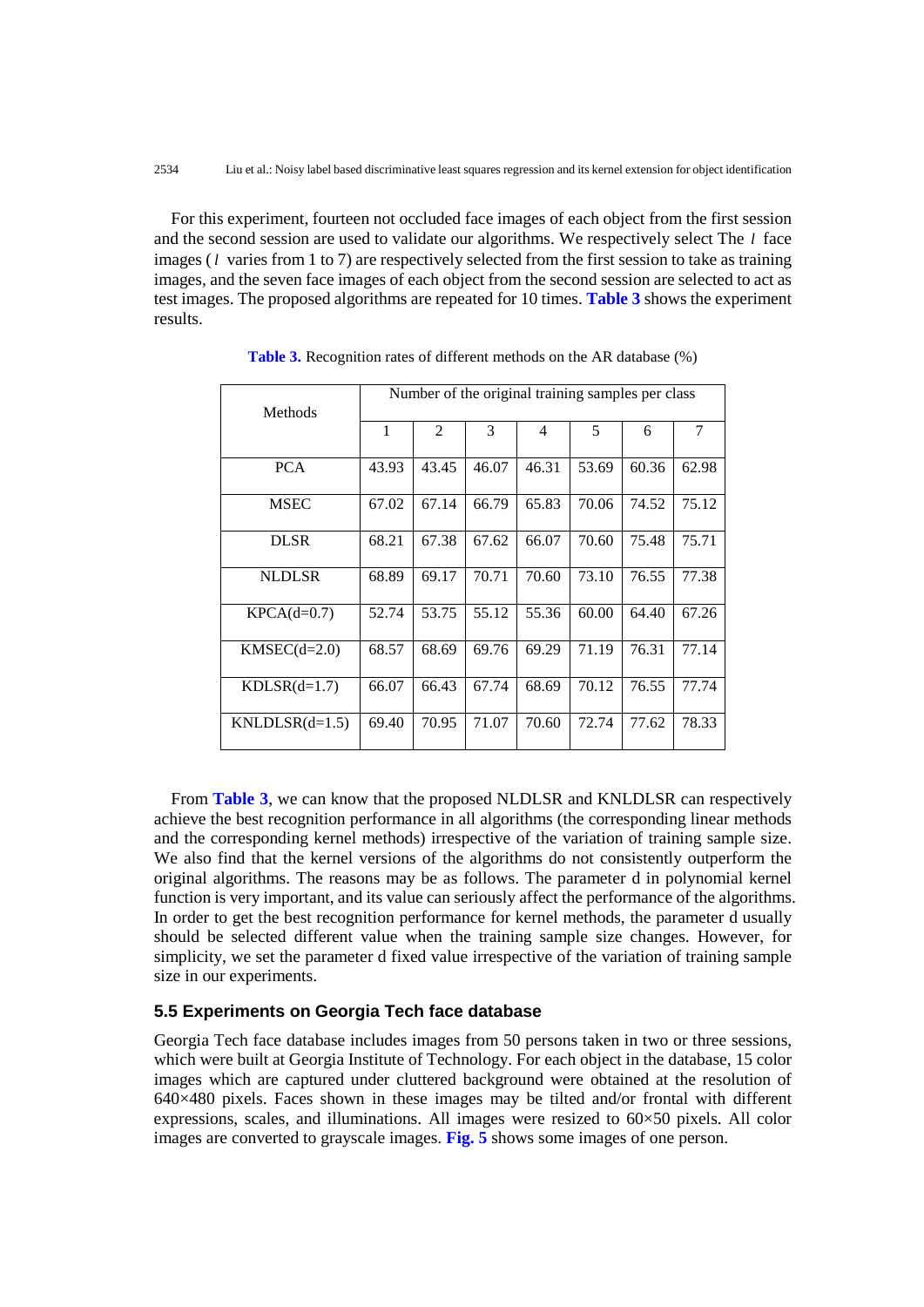For this experiment, fourteen not occluded face images of each object from the first session and the second session are used to validate our algorithms. We respectively select The $l$ face images ($l$ varies from 1 to 7) are respectively selected from the first session to take as training images, and the seven face images of each object from the second session are selected to act as test images. The proposed algorithms are repeated for 10 times. **Table 3** shows the experiment results.

**Table 3.** Recognition rates of different methods on the AR database (%)

| Methods | Number of the original training samples per class | | | | | | |
|---|---|---|---|---|---|---|---|
| | 1 | 2 | 3 | 4 | 5 | 6 | 7 |
| PCA | 43.93 | 43.45 | 46.07 | 46.31 | 53.69 | 60.36 | 62.98 |
| MSEC | 67.02 | 67.14 | 66.79 | 65.83 | 70.06 | 74.52 | 75.12 |
| DLSR | 68.21 | 67.38 | 67.62 | 66.07 | 70.60 | 75.48 | 75.71 |
| NLDLSR | 68.89 | 69.17 | 70.71 | 70.60 | 73.10 | 76.55 | 77.38 |
| KPCA(d=0.7) | 52.74 | 53.75 | 55.12 | 55.36 | 60.00 | 64.40 | 67.26 |
| KMSEC(d=2.0) | 68.57 | 68.69 | 69.76 | 69.29 | 71.19 | 76.31 | 77.14 |
| KDLSR(d=1.7) | 66.07 | 66.43 | 67.74 | 68.69 | 70.12 | 76.55 | 77.74 |
| KNLDLSR(d=1.5) | 69.40 | 70.95 | 71.07 | 70.60 | 72.74 | 77.62 | 78.33 |

From **Table 3**, we can know that the proposed NLDLSR and KNLDLSR can respectively achieve the best recognition performance in all algorithms (the corresponding linear methods and the corresponding kernel methods) irrespective of the variation of training sample size. We also find that the kernel versions of the algorithms do not consistently outperform the original algorithms. The reasons may be as follows. The parameter d in polynomial kernel function is very important, and its value can seriously affect the performance of the algorithms. In order to get the best recognition performance for kernel methods, the parameter d usually should be selected different value when the training sample size changes. However, for simplicity, we set the parameter d fixed value irrespective of the variation of training sample size in our experiments.

### 5.5 Experiments on Georgia Tech face database

Georgia Tech face database includes images from 50 persons taken in two or three sessions, which were built at Georgia Institute of Technology. For each object in the database, 15 color images which are captured under cluttered background were obtained at the resolution of 640×480 pixels. Faces shown in these images may be tilted and/or frontal with different expressions, scales, and illuminations. All images were resized to 60×50 pixels. All color images are converted to grayscale images. **Fig. 5** shows some images of one person.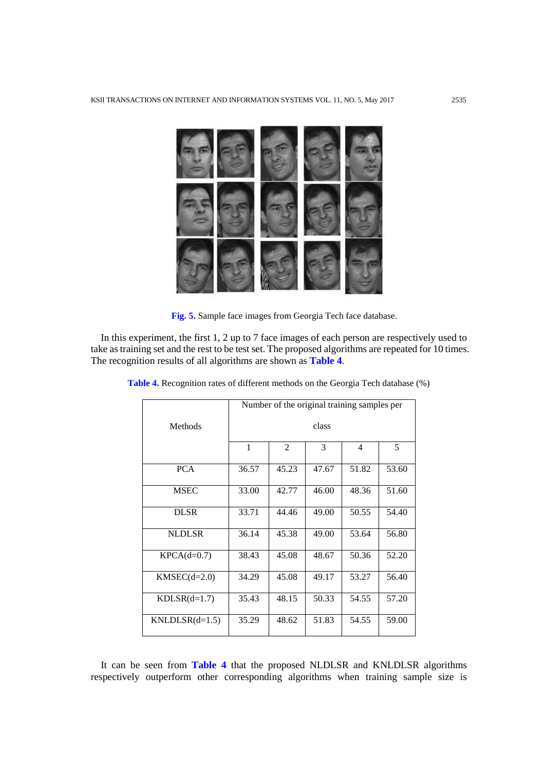**Fig. 5.** Sample face images from Georgia Tech face database.

In this experiment, the first 1, 2 up to 7 face images of each person are respectively used to take as training set and the rest to be test set. The proposed algorithms are repeated for 10 times. The recognition results of all algorithms are shown as **Table 4**.

**Table 4.** Recognition rates of different methods on the Georgia Tech database (%)

| Methods | Number of the original training samples per class | | | | |
|---|---|---|---|---|---|
| | 1 | 2 | 3 | 4 | 5 |
| PCA | 36.57 | 45.23 | 47.67 | 51.82 | 53.60 |
| MSEC | 33.00 | 42.77 | 46.00 | 48.36 | 51.60 |
| DLSR | 33.71 | 44.46 | 49.00 | 50.55 | 54.40 |
| NLDLSR | 36.14 | 45.38 | 49.00 | 53.64 | 56.80 |
| KPCA(d=0.7) | 38.43 | 45.08 | 48.67 | 50.36 | 52.20 |
| KMSEC(d=2.0) | 34.29 | 45.08 | 49.17 | 53.27 | 56.40 |
| KDLSR(d=1.7) | 35.43 | 48.15 | 50.33 | 54.55 | 57.20 |
| KNLDLSR(d=1.5) | 35.29 | 48.62 | 51.83 | 54.55 | 59.00 |

It can be seen from **Table 4** that the proposed NLDLSR and KNLDLSR algorithms respectively outperform other corresponding algorithms when training sample size is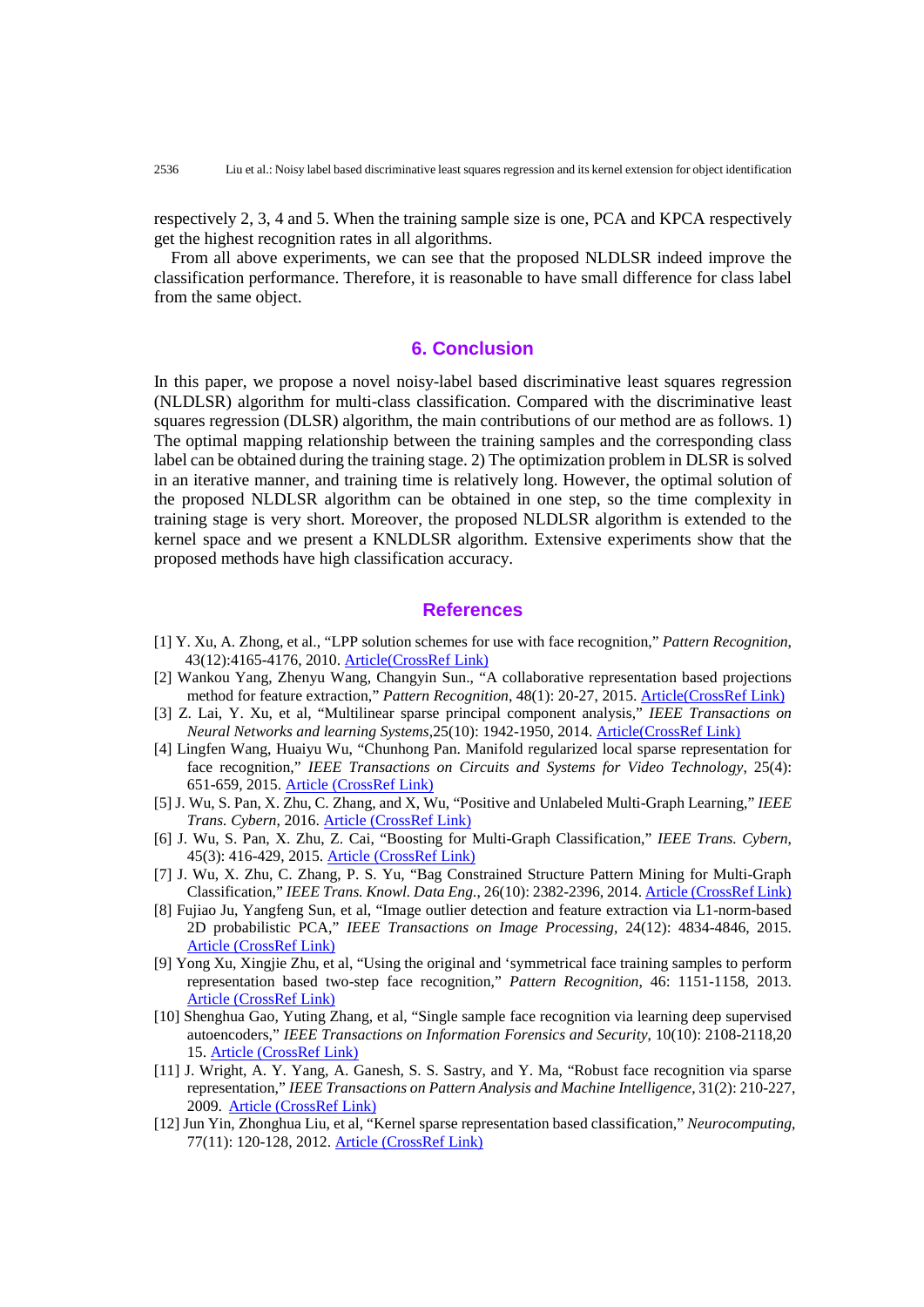respectively 2, 3, 4 and 5. When the training sample size is one, PCA and KPCA respectively get the highest recognition rates in all algorithms.

From all above experiments, we can see that the proposed NLDLSR indeed improve the classification performance. Therefore, it is reasonable to have small difference for class label from the same object.

## 6. Conclusion

In this paper, we propose a novel noisy-label based discriminative least squares regression (NLDLSR) algorithm for multi-class classification. Compared with the discriminative least squares regression (DLSR) algorithm, the main contributions of our method are as follows. 1) The optimal mapping relationship between the training samples and the corresponding class label can be obtained during the training stage. 2) The optimization problem in DLSR is solved in an iterative manner, and training time is relatively long. However, the optimal solution of the proposed NLDLSR algorithm can be obtained in one step, so the time complexity in training stage is very short. Moreover, the proposed NLDLSR algorithm is extended to the kernel space and we present a KNLDLSR algorithm. Extensive experiments show that the proposed methods have high classification accuracy.

## References

[1] Y. Xu, A. Zhong, et al., "LPP solution schemes for use with face recognition," *Pattern Recognition*, 43(12):4165-4176, 2010. Article(CrossRef Link)

[2] Wankou Yang, Zhenyu Wang, Changyin Sun., "A collaborative representation based projections method for feature extraction," *Pattern Recognition*, 48(1): 20-27, 2015. Article(CrossRef Link)

[3] Z. Lai, Y. Xu, et al, "Multilinear sparse principal component analysis," *IEEE Transactions on Neural Networks and learning Systems*,25(10): 1942-1950, 2014. Article(CrossRef Link)

[4] Lingfen Wang, Huaiyu Wu, "Chunhong Pan. Manifold regularized local sparse representation for face recognition," *IEEE Transactions on Circuits and Systems for Video Technology*, 25(4): 651-659, 2015. Article (CrossRef Link)

[5] J. Wu, S. Pan, X. Zhu, C. Zhang, and X, Wu, "Positive and Unlabeled Multi-Graph Learning," *IEEE Trans. Cybern*, 2016. Article (CrossRef Link)

[6] J. Wu, S. Pan, X. Zhu, Z. Cai, "Boosting for Multi-Graph Classification," *IEEE Trans. Cybern,* 45(3): 416-429, 2015. Article (CrossRef Link)

[7] J. Wu, X. Zhu, C. Zhang, P. S. Yu, "Bag Constrained Structure Pattern Mining for Multi-Graph Classification," *IEEE Trans. Knowl. Data Eng.*, 26(10): 2382-2396, 2014. Article (CrossRef Link)

[8] Fujiao Ju, Yangfeng Sun, et al, "Image outlier detection and feature extraction via L1-norm-based 2D probabilistic PCA," *IEEE Transactions on Image Processing*, 24(12): 4834-4846, 2015. Article (CrossRef Link)

[9] Yong Xu, Xingjie Zhu, et al, "Using the original and 'symmetrical face training samples to perform representation based two-step face recognition," *Pattern Recognition*, 46: 1151-1158, 2013. Article (CrossRef Link)

[10] Shenghua Gao, Yuting Zhang, et al, "Single sample face recognition via learning deep supervised autoencoders," *IEEE Transactions on Information Forensics and Security*, 10(10): 2108-2118,2015. Article (CrossRef Link)

[11] J. Wright, A. Y. Yang, A. Ganesh, S. S. Sastry, and Y. Ma, "Robust face recognition via sparse representation," *IEEE Transactions on Pattern Analysis and Machine Intelligence*, 31(2): 210-227, 2009. Article (CrossRef Link)

[12] Jun Yin, Zhonghua Liu, et al, "Kernel sparse representation based classification," *Neurocomputing*, 77(11): 120-128, 2012. Article (CrossRef Link)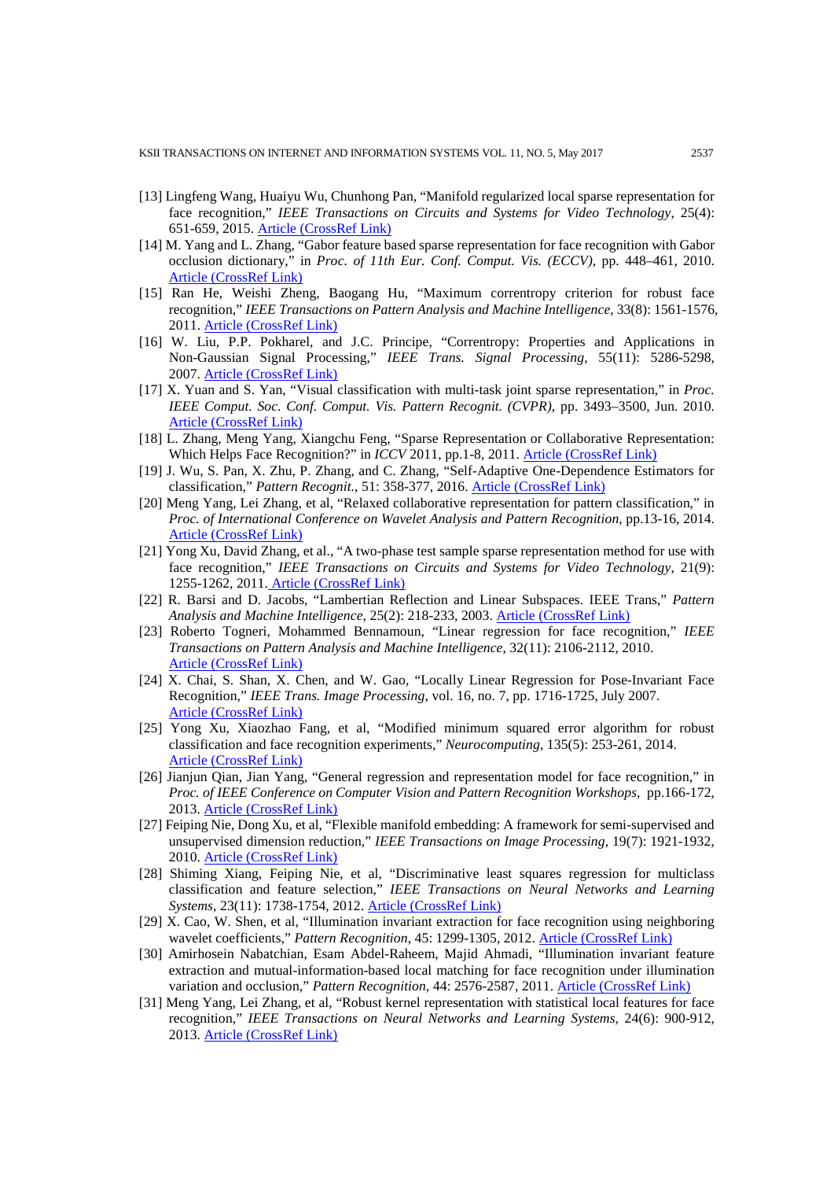[13] Lingfeng Wang, Huaiyu Wu, Chunhong Pan, "Manifold regularized local sparse representation for face recognition," *IEEE Transactions on Circuits and Systems for Video Technology*, 25(4): 651-659, 2015. Article (CrossRef Link)

[14] M. Yang and L. Zhang, "Gabor feature based sparse representation for face recognition with Gabor occlusion dictionary," in *Proc. of 11th Eur. Conf. Comput. Vis. (ECCV)*, pp. 448–461, 2010. Article (CrossRef Link)

[15] Ran He, Weishi Zheng, Baogang Hu, "Maximum correntropy criterion for robust face recognition," *IEEE Transactions on Pattern Analysis and Machine Intelligence*, 33(8): 1561-1576, 2011. Article (CrossRef Link)

[16] W. Liu, P.P. Pokharel, and J.C. Principe, "Correntropy: Properties and Applications in Non-Gaussian Signal Processing," *IEEE Trans. Signal Processing*, 55(11): 5286-5298, 2007. Article (CrossRef Link)

[17] X. Yuan and S. Yan, "Visual classification with multi-task joint sparse representation," in *Proc. IEEE Comput. Soc. Conf. Comput. Vis. Pattern Recognit. (CVPR)*, pp. 3493–3500, Jun. 2010. Article (CrossRef Link)

[18] L. Zhang, Meng Yang, Xiangchu Feng, "Sparse Representation or Collaborative Representation: Which Helps Face Recognition?" in *ICCV* 2011, pp.1-8, 2011. Article (CrossRef Link)

[19] J. Wu, S. Pan, X. Zhu, P. Zhang, and C. Zhang, "Self-Adaptive One-Dependence Estimators for classification," *Pattern Recognit.*, 51: 358-377, 2016. Article (CrossRef Link)

[20] Meng Yang, Lei Zhang, et al, "Relaxed collaborative representation for pattern classification," in *Proc. of International Conference on Wavelet Analysis and Pattern Recognition*, pp.13-16, 2014. Article (CrossRef Link)

[21] Yong Xu, David Zhang, et al., "A two-phase test sample sparse representation method for use with face recognition," *IEEE Transactions on Circuits and Systems for Video Technology*, 21(9): 1255-1262, 2011. Article (CrossRef Link)

[22] R. Barsi and D. Jacobs, "Lambertian Reflection and Linear Subspaces. IEEE Trans," *Pattern Analysis and Machine Intelligence*, 25(2): 218-233, 2003. Article (CrossRef Link)

[23] Roberto Togneri, Mohammed Bennamoun, "Linear regression for face recognition," *IEEE Transactions on Pattern Analysis and Machine Intelligence*, 32(11): 2106-2112, 2010. Article (CrossRef Link)

[24] X. Chai, S. Shan, X. Chen, and W. Gao, "Locally Linear Regression for Pose-Invariant Face Recognition," *IEEE Trans. Image Processing*, vol. 16, no. 7, pp. 1716-1725, July 2007. Article (CrossRef Link)

[25] Yong Xu, Xiaozhao Fang, et al, "Modified minimum squared error algorithm for robust classification and face recognition experiments," *Neurocomputing*, 135(5): 253-261, 2014. Article (CrossRef Link)

[26] Jianjun Qian, Jian Yang, "General regression and representation model for face recognition," in *Proc. of IEEE Conference on Computer Vision and Pattern Recognition Workshops*, pp.166-172, 2013. Article (CrossRef Link)

[27] Feiping Nie, Dong Xu, et al, "Flexible manifold embedding: A framework for semi-supervised and unsupervised dimension reduction," *IEEE Transactions on Image Processing*, 19(7): 1921-1932, 2010. Article (CrossRef Link)

[28] Shiming Xiang, Feiping Nie, et al, "Discriminative least squares regression for multiclass classification and feature selection," *IEEE Transactions on Neural Networks and Learning Systems*, 23(11): 1738-1754, 2012. Article (CrossRef Link)

[29] X. Cao, W. Shen, et al, "Illumination invariant extraction for face recognition using neighboring wavelet coefficients," *Pattern Recognition*, 45: 1299-1305, 2012. Article (CrossRef Link)

[30] Amirhosein Nabatchian, Esam Abdel-Raheem, Majid Ahmadi, "Illumination invariant feature extraction and mutual-information-based local matching for face recognition under illumination variation and occlusion," *Pattern Recognition*, 44: 2576-2587, 2011. Article (CrossRef Link)

[31] Meng Yang, Lei Zhang, et al, "Robust kernel representation with statistical local features for face recognition," *IEEE Transactions on Neural Networks and Learning Systems*, 24(6): 900-912, 2013. Article (CrossRef Link)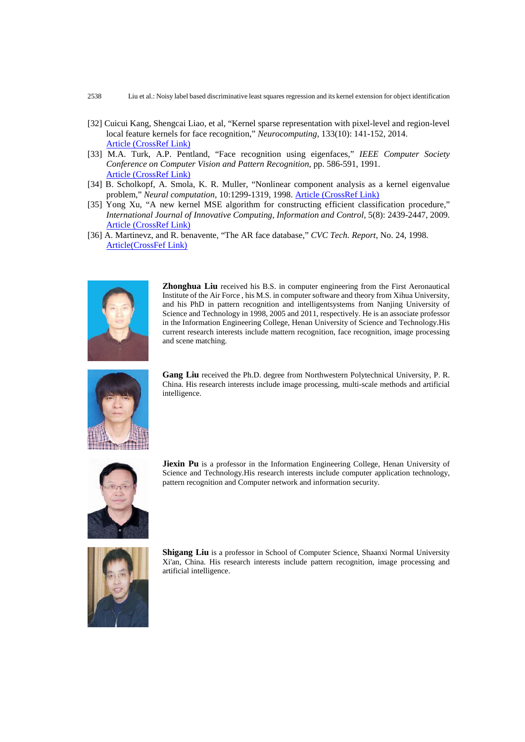[32] Cuicui Kang, Shengcai Liao, et al, "Kernel sparse representation with pixel-level and region-level local feature kernels for face recognition," *Neurocomputing*, 133(10): 141-152, 2014. Article (CrossRef Link)

[33] M.A. Turk, A.P. Pentland, "Face recognition using eigenfaces," *IEEE Computer Society Conference on Computer Vision and Pattern Recognition*, pp. 586-591, 1991. Article (CrossRef Link)

[34] B. Scholkopf, A. Smola, K. R. Muller, "Nonlinear component analysis as a kernel eigenvalue problem," *Neural computation*, 10:1299-1319, 1998. Article (CrossRef Link)

[35] Yong Xu, "A new kernel MSE algorithm for constructing efficient classification procedure," *International Journal of Innovative Computing, Information and Control*, 5(8): 2439-2447, 2009. Article (CrossRef Link)

[36] A. Martinevz, and R. benavente, "The AR face database," *CVC Tech. Report*, No. 24, 1998. Article(CrossFef Link)

**Zhonghua Liu** received his B.S. in computer engineering from the First Aeronautical Institute of the Air Force , his M.S. in computer software and theory from Xihua University, and his PhD in pattern recognition and intelligentsystems from Nanjing University of Science and Technology in 1998, 2005 and 2011, respectively. He is an associate professor in the Information Engineering College, Henan University of Science and Technology.His current research interests include mattern recognition, face recognition, image processing and scene matching.

**Gang Liu** received the Ph.D. degree from Northwestern Polytechnical University, P. R. China. His research interests include image processing, multi-scale methods and artificial intelligence.

**Jiexin Pu** is a professor in the Information Engineering College, Henan University of Science and Technology.His research interests include computer application technology, pattern recognition and Computer network and information security.

**Shigang Liu** is a professor in School of Computer Science, Shaanxi Normal University Xi'an, China. His research interests include pattern recognition, image processing and artificial intelligence.